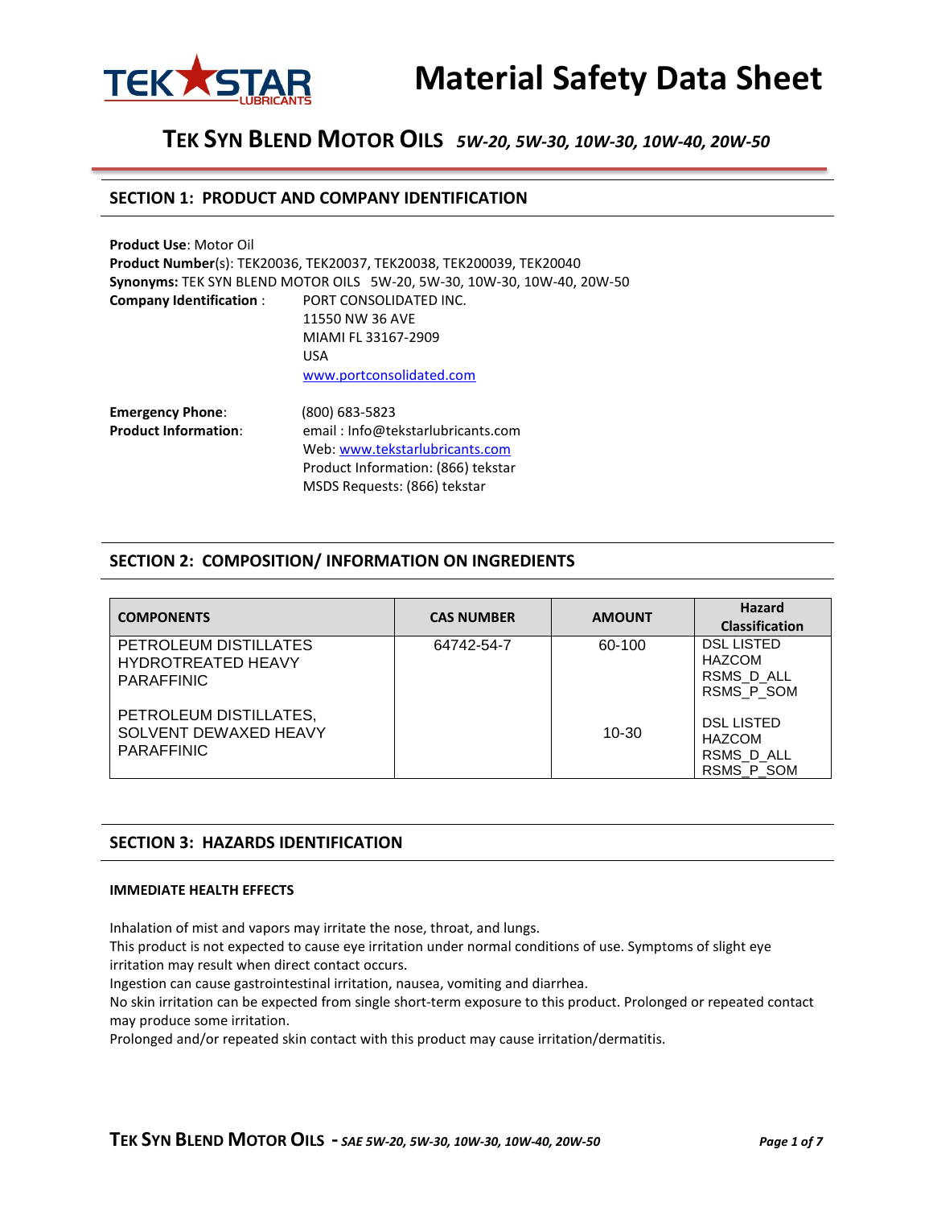# Material Safety Data Sheet

## TEK SYN BLEND MOTOR OILS *5W-20, 5W-30, 10W-30, 10W-40, 20W-50*

## SECTION 1: PRODUCT AND COMPANY IDENTIFICATION

**Product Use**: Motor Oil
**Product Number**(s): TEK20036, TEK20037, TEK20038, TEK200039, TEK20040
**Synonyms:** TEK SYN BLEND MOTOR OILS 5W-20, 5W-30, 10W-30, 10W-40, 20W-50
**Company Identification** : PORT CONSOLIDATED INC.
11550 NW 36 AVE
MIAMI FL 33167-2909
USA
www.portconsolidated.com

**Emergency Phone**: (800) 683-5823
**Product Information**: email : Info@tekstarlubricants.com
Web: www.tekstarlubricants.com
Product Information: (866) tekstar
MSDS Requests: (866) tekstar

## SECTION 2: COMPOSITION/ INFORMATION ON INGREDIENTS

| COMPONENTS | CAS NUMBER | AMOUNT | Hazard Classification |
|---|---|---|---|
| PETROLEUM DISTILLATES HYDROTREATED HEAVY PARAFFINIC | 64742-54-7 | 60-100 | DSL LISTED HAZCOM RSMS_D_ALL RSMS_P_SOM |
| PETROLEUM DISTILLATES, SOLVENT DEWAXED HEAVY PARAFFINIC | | 10-30 | DSL LISTED HAZCOM RSMS_D_ALL RSMS_P_SOM |

## SECTION 3: HAZARDS IDENTIFICATION

#### IMMEDIATE HEALTH EFFECTS

Inhalation of mist and vapors may irritate the nose, throat, and lungs.
This product is not expected to cause eye irritation under normal conditions of use. Symptoms of slight eye irritation may result when direct contact occurs.
Ingestion can cause gastrointestinal irritation, nausea, vomiting and diarrhea.
No skin irritation can be expected from single short-term exposure to this product. Prolonged or repeated contact may produce some irritation.
Prolonged and/or repeated skin contact with this product may cause irritation/dermatitis.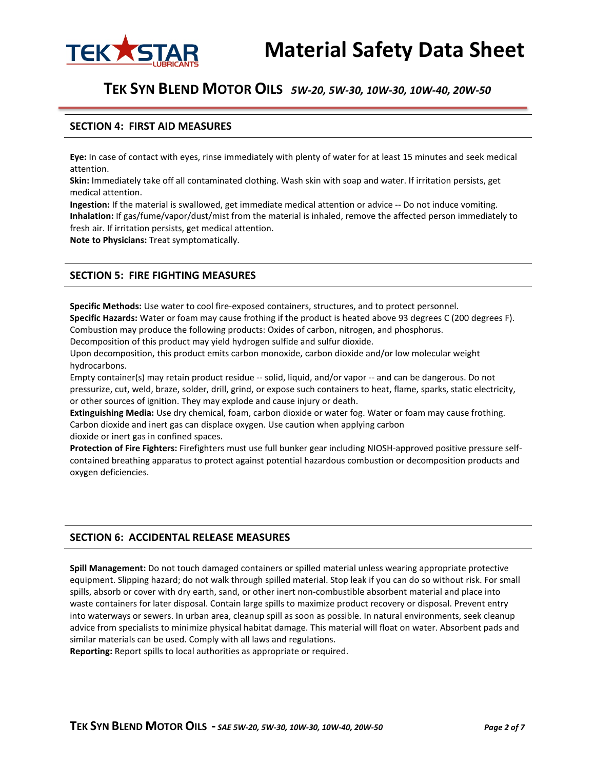## SECTION 4: FIRST AID MEASURES

**Eye:** In case of contact with eyes, rinse immediately with plenty of water for at least 15 minutes and seek medical attention.
**Skin:** Immediately take off all contaminated clothing. Wash skin with soap and water. If irritation persists, get medical attention.
**Ingestion:** If the material is swallowed, get immediate medical attention or advice -- Do not induce vomiting.
**Inhalation:** If gas/fume/vapor/dust/mist from the material is inhaled, remove the affected person immediately to fresh air. If irritation persists, get medical attention.
**Note to Physicians:** Treat symptomatically.

## SECTION 5: FIRE FIGHTING MEASURES

**Specific Methods:** Use water to cool fire-exposed containers, structures, and to protect personnel.
**Specific Hazards:** Water or foam may cause frothing if the product is heated above 93 degrees C (200 degrees F).
Combustion may produce the following products: Oxides of carbon, nitrogen, and phosphorus.
Decomposition of this product may yield hydrogen sulfide and sulfur dioxide.
Upon decomposition, this product emits carbon monoxide, carbon dioxide and/or low molecular weight hydrocarbons.
Empty container(s) may retain product residue -- solid, liquid, and/or vapor -- and can be dangerous. Do not pressurize, cut, weld, braze, solder, drill, grind, or expose such containers to heat, flame, sparks, static electricity, or other sources of ignition. They may explode and cause injury or death.
**Extinguishing Media:** Use dry chemical, foam, carbon dioxide or water fog. Water or foam may cause frothing. Carbon dioxide and inert gas can displace oxygen. Use caution when applying carbon dioxide or inert gas in confined spaces.
**Protection of Fire Fighters:** Firefighters must use full bunker gear including NIOSH-approved positive pressure self-contained breathing apparatus to protect against potential hazardous combustion or decomposition products and oxygen deficiencies.

## SECTION 6: ACCIDENTAL RELEASE MEASURES

**Spill Management:** Do not touch damaged containers or spilled material unless wearing appropriate protective equipment. Slipping hazard; do not walk through spilled material. Stop leak if you can do so without risk. For small spills, absorb or cover with dry earth, sand, or other inert non-combustible absorbent material and place into waste containers for later disposal. Contain large spills to maximize product recovery or disposal. Prevent entry into waterways or sewers. In urban area, cleanup spill as soon as possible. In natural environments, seek cleanup advice from specialists to minimize physical habitat damage. This material will float on water. Absorbent pads and similar materials can be used. Comply with all laws and regulations.
**Reporting:** Report spills to local authorities as appropriate or required.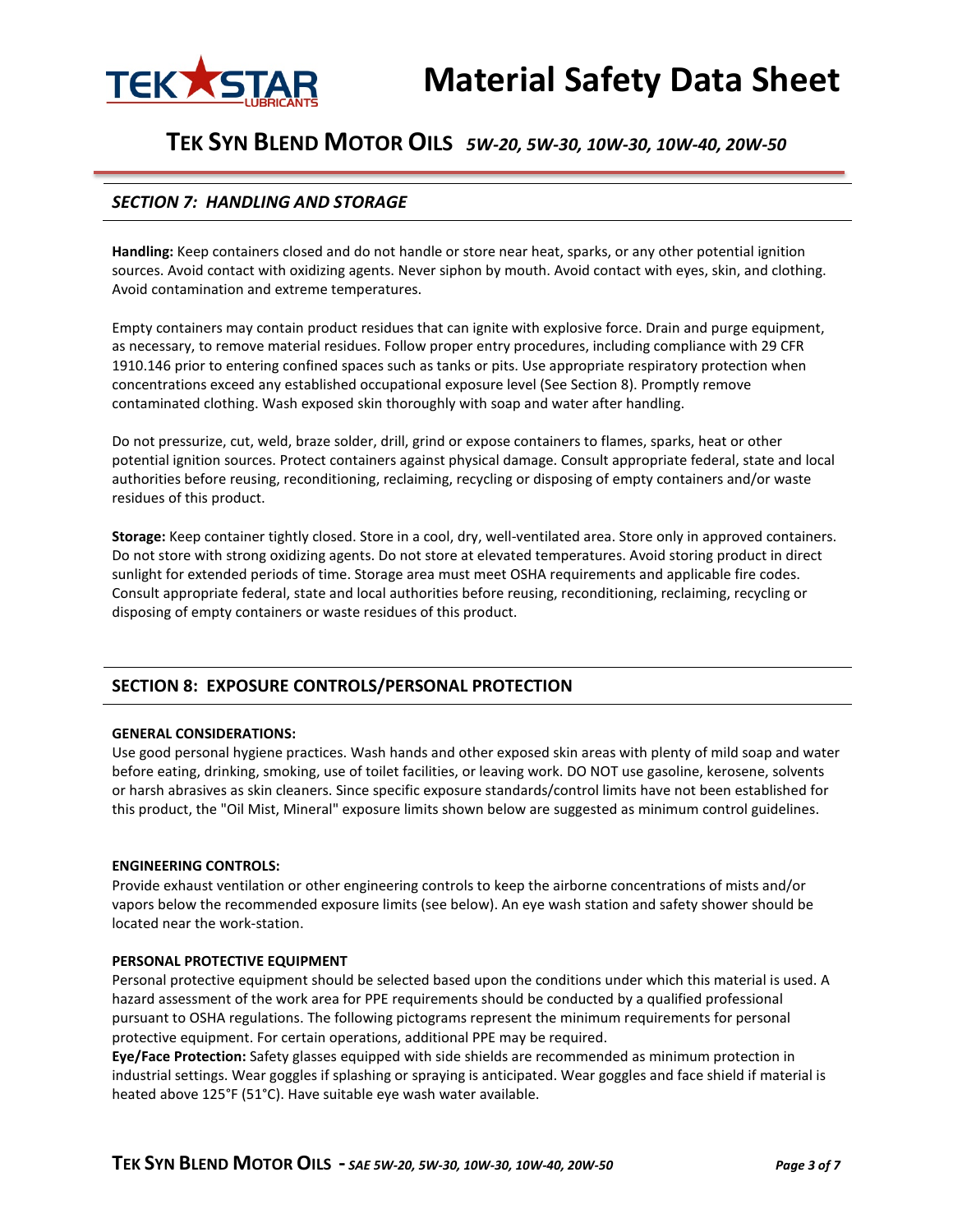## *SECTION 7: HANDLING AND STORAGE*

**Handling:** Keep containers closed and do not handle or store near heat, sparks, or any other potential ignition sources. Avoid contact with oxidizing agents. Never siphon by mouth. Avoid contact with eyes, skin, and clothing. Avoid contamination and extreme temperatures.

Empty containers may contain product residues that can ignite with explosive force. Drain and purge equipment, as necessary, to remove material residues. Follow proper entry procedures, including compliance with 29 CFR 1910.146 prior to entering confined spaces such as tanks or pits. Use appropriate respiratory protection when concentrations exceed any established occupational exposure level (See Section 8). Promptly remove contaminated clothing. Wash exposed skin thoroughly with soap and water after handling.

Do not pressurize, cut, weld, braze solder, drill, grind or expose containers to flames, sparks, heat or other potential ignition sources. Protect containers against physical damage. Consult appropriate federal, state and local authorities before reusing, reconditioning, reclaiming, recycling or disposing of empty containers and/or waste residues of this product.

**Storage:** Keep container tightly closed. Store in a cool, dry, well-ventilated area. Store only in approved containers. Do not store with strong oxidizing agents. Do not store at elevated temperatures. Avoid storing product in direct sunlight for extended periods of time. Storage area must meet OSHA requirements and applicable fire codes. Consult appropriate federal, state and local authorities before reusing, reconditioning, reclaiming, recycling or disposing of empty containers or waste residues of this product.

## SECTION 8: EXPOSURE CONTROLS/PERSONAL PROTECTION

**GENERAL CONSIDERATIONS:**

Use good personal hygiene practices. Wash hands and other exposed skin areas with plenty of mild soap and water before eating, drinking, smoking, use of toilet facilities, or leaving work. DO NOT use gasoline, kerosene, solvents or harsh abrasives as skin cleaners. Since specific exposure standards/control limits have not been established for this product, the "Oil Mist, Mineral" exposure limits shown below are suggested as minimum control guidelines.

**ENGINEERING CONTROLS:**

Provide exhaust ventilation or other engineering controls to keep the airborne concentrations of mists and/or vapors below the recommended exposure limits (see below). An eye wash station and safety shower should be located near the work-station.

**PERSONAL PROTECTIVE EQUIPMENT**

Personal protective equipment should be selected based upon the conditions under which this material is used. A hazard assessment of the work area for PPE requirements should be conducted by a qualified professional pursuant to OSHA regulations. The following pictograms represent the minimum requirements for personal protective equipment. For certain operations, additional PPE may be required.

**Eye/Face Protection:** Safety glasses equipped with side shields are recommended as minimum protection in industrial settings. Wear goggles if splashing or spraying is anticipated. Wear goggles and face shield if material is heated above 125°F (51°C). Have suitable eye wash water available.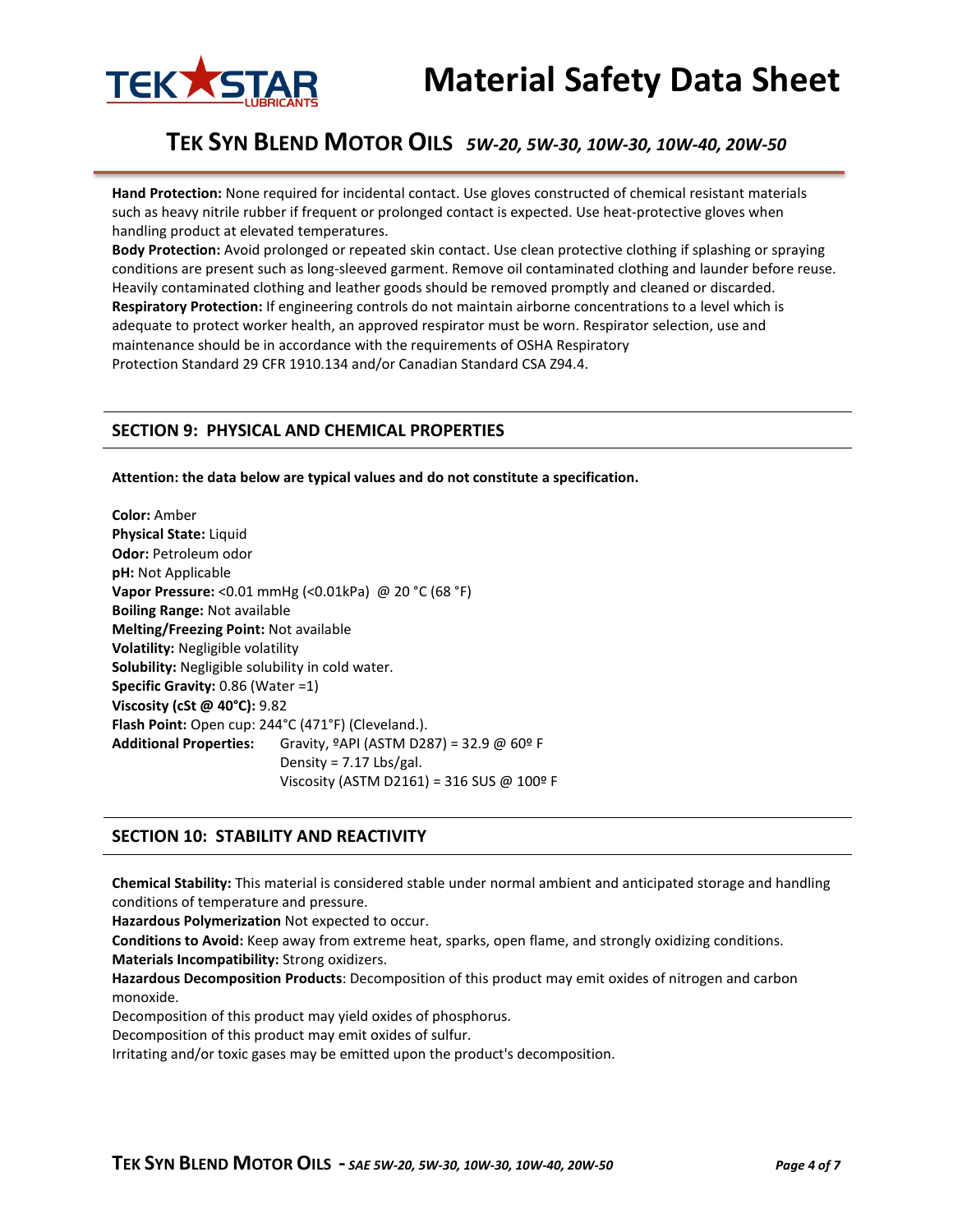**Hand Protection:** None required for incidental contact. Use gloves constructed of chemical resistant materials such as heavy nitrile rubber if frequent or prolonged contact is expected. Use heat-protective gloves when handling product at elevated temperatures.
**Body Protection:** Avoid prolonged or repeated skin contact. Use clean protective clothing if splashing or spraying conditions are present such as long-sleeved garment. Remove oil contaminated clothing and launder before reuse. Heavily contaminated clothing and leather goods should be removed promptly and cleaned or discarded.
**Respiratory Protection:** If engineering controls do not maintain airborne concentrations to a level which is adequate to protect worker health, an approved respirator must be worn. Respirator selection, use and maintenance should be in accordance with the requirements of OSHA Respiratory Protection Standard 29 CFR 1910.134 and/or Canadian Standard CSA Z94.4.

## SECTION 9: PHYSICAL AND CHEMICAL PROPERTIES

**Attention: the data below are typical values and do not constitute a specification.**

**Color:** Amber
**Physical State:** Liquid
**Odor:** Petroleum odor
**pH:** Not Applicable
**Vapor Pressure:** <0.01 mmHg (<0.01kPa) @ 20 °C (68 °F)
**Boiling Range:** Not available
**Melting/Freezing Point:** Not available
**Volatility:** Negligible volatility
**Solubility:** Negligible solubility in cold water.
**Specific Gravity:** 0.86 (Water =1)
**Viscosity (cSt @ 40°C):** 9.82
**Flash Point:** Open cup: 244°C (471°F) (Cleveland.).
**Additional Properties:** Gravity, ºAPI (ASTM D287) = 32.9 @ 60º F
Density = 7.17 Lbs/gal.
Viscosity (ASTM D2161) = 316 SUS @ 100º F

## SECTION 10: STABILITY AND REACTIVITY

**Chemical Stability:** This material is considered stable under normal ambient and anticipated storage and handling conditions of temperature and pressure.
**Hazardous Polymerization** Not expected to occur.
**Conditions to Avoid:** Keep away from extreme heat, sparks, open flame, and strongly oxidizing conditions.
**Materials Incompatibility:** Strong oxidizers.
**Hazardous Decomposition Products**: Decomposition of this product may emit oxides of nitrogen and carbon monoxide.
Decomposition of this product may yield oxides of phosphorus.
Decomposition of this product may emit oxides of sulfur.
Irritating and/or toxic gases may be emitted upon the product's decomposition.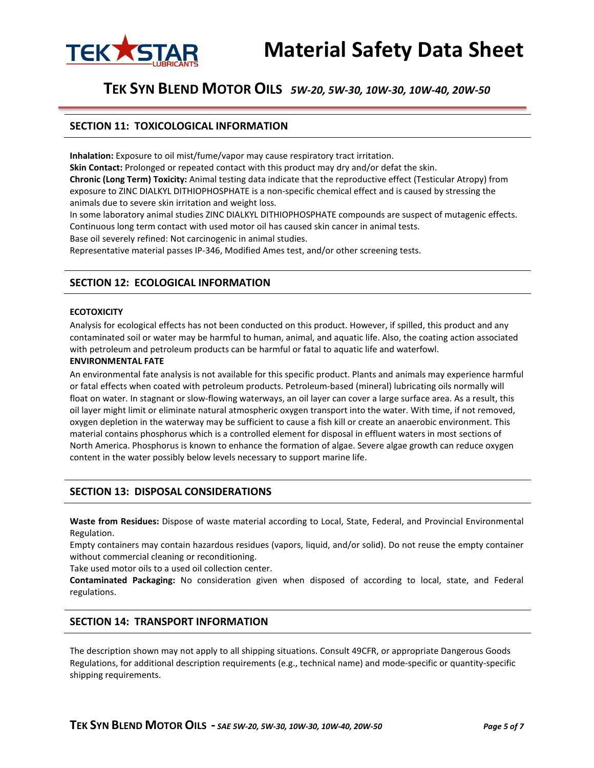## SECTION 11: TOXICOLOGICAL INFORMATION

**Inhalation:** Exposure to oil mist/fume/vapor may cause respiratory tract irritation.
**Skin Contact:** Prolonged or repeated contact with this product may dry and/or defat the skin.
**Chronic (Long Term) Toxicity:** Animal testing data indicate that the reproductive effect (Testicular Atropy) from exposure to ZINC DIALKYL DITHIOPHOSPHATE is a non-specific chemical effect and is caused by stressing the animals due to severe skin irritation and weight loss.
In some laboratory animal studies ZINC DIALKYL DITHIOPHOSPHATE compounds are suspect of mutagenic effects.
Continuous long term contact with used motor oil has caused skin cancer in animal tests.
Base oil severely refined: Not carcinogenic in animal studies.
Representative material passes IP-346, Modified Ames test, and/or other screening tests.

## SECTION 12: ECOLOGICAL INFORMATION

**ECOTOXICITY**

Analysis for ecological effects has not been conducted on this product. However, if spilled, this product and any contaminated soil or water may be harmful to human, animal, and aquatic life. Also, the coating action associated with petroleum and petroleum products can be harmful or fatal to aquatic life and waterfowl.

**ENVIRONMENTAL FATE**

An environmental fate analysis is not available for this specific product. Plants and animals may experience harmful or fatal effects when coated with petroleum products. Petroleum-based (mineral) lubricating oils normally will float on water. In stagnant or slow-flowing waterways, an oil layer can cover a large surface area. As a result, this oil layer might limit or eliminate natural atmospheric oxygen transport into the water. With time, if not removed, oxygen depletion in the waterway may be sufficient to cause a fish kill or create an anaerobic environment. This material contains phosphorus which is a controlled element for disposal in effluent waters in most sections of North America. Phosphorus is known to enhance the formation of algae. Severe algae growth can reduce oxygen content in the water possibly below levels necessary to support marine life.

## SECTION 13: DISPOSAL CONSIDERATIONS

**Waste from Residues:** Dispose of waste material according to Local, State, Federal, and Provincial Environmental Regulation.
Empty containers may contain hazardous residues (vapors, liquid, and/or solid). Do not reuse the empty container without commercial cleaning or reconditioning.
Take used motor oils to a used oil collection center.
**Contaminated Packaging:** No consideration given when disposed of according to local, state, and Federal regulations.

## SECTION 14: TRANSPORT INFORMATION

The description shown may not apply to all shipping situations. Consult 49CFR, or appropriate Dangerous Goods Regulations, for additional description requirements (e.g., technical name) and mode-specific or quantity-specific shipping requirements.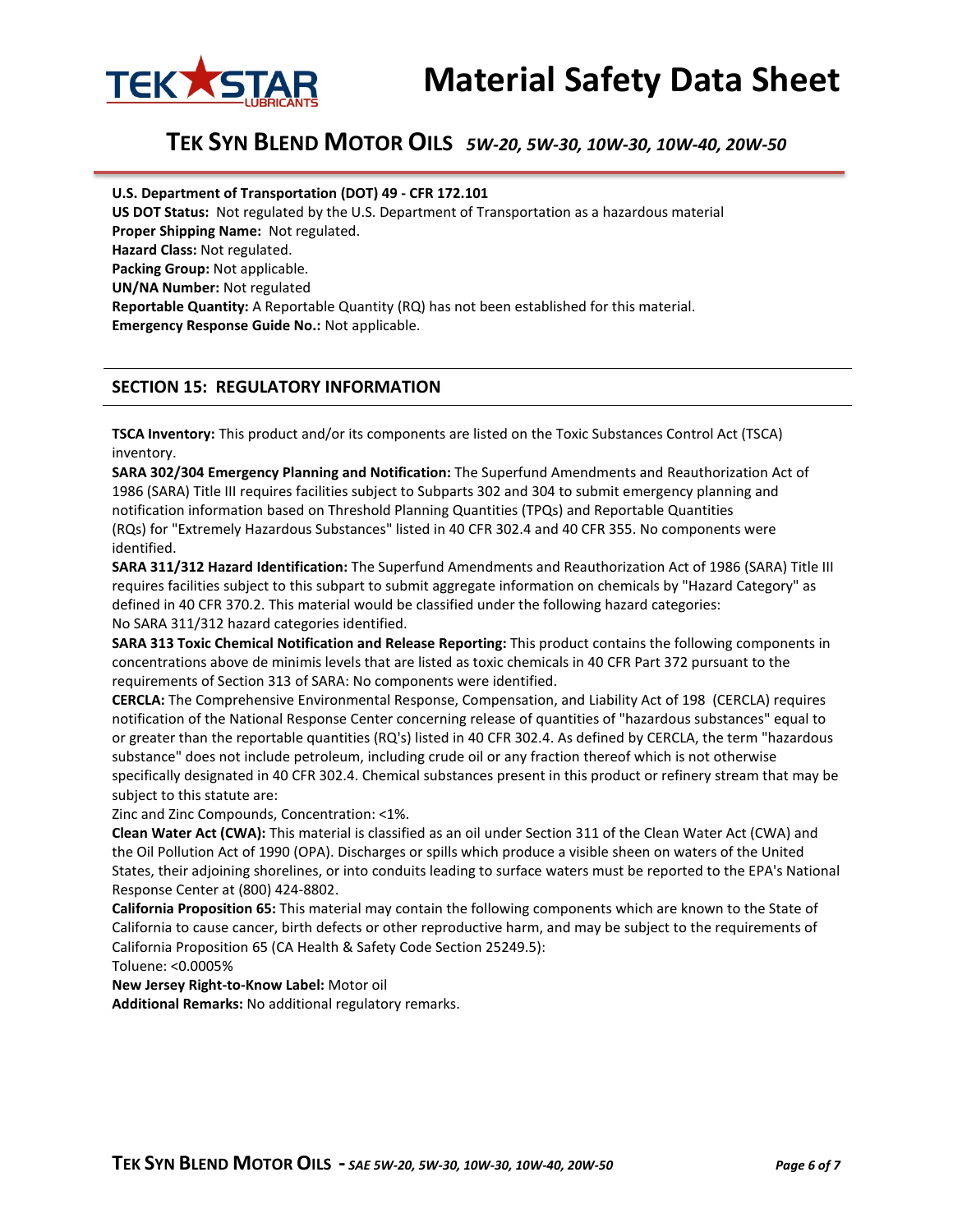**U.S. Department of Transportation (DOT) 49 - CFR 172.101**
**US DOT Status:** Not regulated by the U.S. Department of Transportation as a hazardous material
**Proper Shipping Name:** Not regulated.
**Hazard Class:** Not regulated.
**Packing Group:** Not applicable.
**UN/NA Number:** Not regulated
**Reportable Quantity:** A Reportable Quantity (RQ) has not been established for this material.
**Emergency Response Guide No.:** Not applicable.

## SECTION 15: REGULATORY INFORMATION

**TSCA Inventory:** This product and/or its components are listed on the Toxic Substances Control Act (TSCA) inventory.
**SARA 302/304 Emergency Planning and Notification:** The Superfund Amendments and Reauthorization Act of 1986 (SARA) Title III requires facilities subject to Subparts 302 and 304 to submit emergency planning and notification information based on Threshold Planning Quantities (TPQs) and Reportable Quantities (RQs) for "Extremely Hazardous Substances" listed in 40 CFR 302.4 and 40 CFR 355. No components were identified.
**SARA 311/312 Hazard Identification:** The Superfund Amendments and Reauthorization Act of 1986 (SARA) Title III requires facilities subject to this subpart to submit aggregate information on chemicals by "Hazard Category" as defined in 40 CFR 370.2. This material would be classified under the following hazard categories:
No SARA 311/312 hazard categories identified.
**SARA 313 Toxic Chemical Notification and Release Reporting:** This product contains the following components in concentrations above de minimis levels that are listed as toxic chemicals in 40 CFR Part 372 pursuant to the requirements of Section 313 of SARA: No components were identified.
**CERCLA:** The Comprehensive Environmental Response, Compensation, and Liability Act of 198 (CERCLA) requires notification of the National Response Center concerning release of quantities of "hazardous substances" equal to or greater than the reportable quantities (RQ's) listed in 40 CFR 302.4. As defined by CERCLA, the term "hazardous substance" does not include petroleum, including crude oil or any fraction thereof which is not otherwise specifically designated in 40 CFR 302.4. Chemical substances present in this product or refinery stream that may be subject to this statute are:
Zinc and Zinc Compounds, Concentration: <1%.
**Clean Water Act (CWA):** This material is classified as an oil under Section 311 of the Clean Water Act (CWA) and the Oil Pollution Act of 1990 (OPA). Discharges or spills which produce a visible sheen on waters of the United States, their adjoining shorelines, or into conduits leading to surface waters must be reported to the EPA's National Response Center at (800) 424-8802.
**California Proposition 65:** This material may contain the following components which are known to the State of California to cause cancer, birth defects or other reproductive harm, and may be subject to the requirements of California Proposition 65 (CA Health & Safety Code Section 25249.5):
Toluene: <0.0005%
**New Jersey Right-to-Know Label:** Motor oil
**Additional Remarks:** No additional regulatory remarks.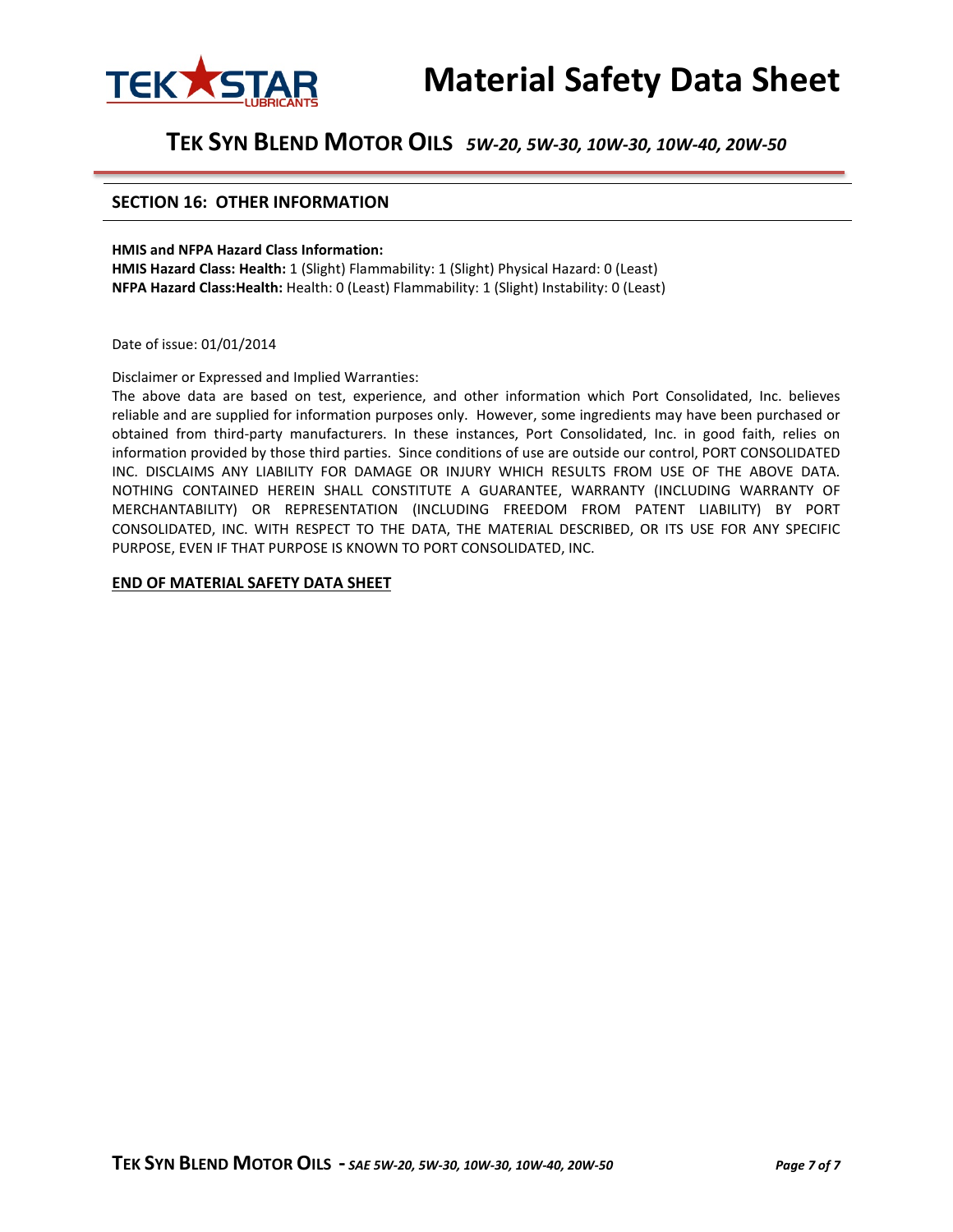## SECTION 16: OTHER INFORMATION

**HMIS and NFPA Hazard Class Information:**
**HMIS Hazard Class: Health:** 1 (Slight) Flammability: 1 (Slight) Physical Hazard: 0 (Least)
**NFPA Hazard Class:Health:** Health: 0 (Least) Flammability: 1 (Slight) Instability: 0 (Least)

Date of issue: 01/01/2014

Disclaimer or Expressed and Implied Warranties:
The above data are based on test, experience, and other information which Port Consolidated, Inc. believes reliable and are supplied for information purposes only. However, some ingredients may have been purchased or obtained from third-party manufacturers. In these instances, Port Consolidated, Inc. in good faith, relies on information provided by those third parties. Since conditions of use are outside our control, PORT CONSOLIDATED INC. DISCLAIMS ANY LIABILITY FOR DAMAGE OR INJURY WHICH RESULTS FROM USE OF THE ABOVE DATA. NOTHING CONTAINED HEREIN SHALL CONSTITUTE A GUARANTEE, WARRANTY (INCLUDING WARRANTY OF MERCHANTABILITY) OR REPRESENTATION (INCLUDING FREEDOM FROM PATENT LIABILITY) BY PORT CONSOLIDATED, INC. WITH RESPECT TO THE DATA, THE MATERIAL DESCRIBED, OR ITS USE FOR ANY SPECIFIC PURPOSE, EVEN IF THAT PURPOSE IS KNOWN TO PORT CONSOLIDATED, INC.

**END OF MATERIAL SAFETY DATA SHEET**